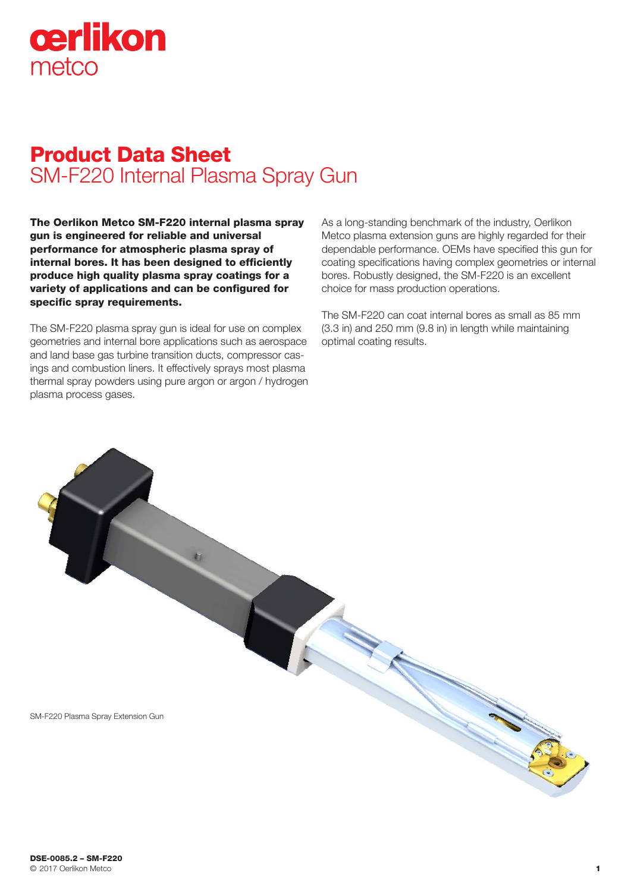# Product Data Sheet

## SM-F220 Internal Plasma Spray Gun

**The Oerlikon Metco SM-F220 internal plasma spray gun is engineered for reliable and universal performance for atmospheric plasma spray of internal bores. It has been designed to efficiently produce high quality plasma spray coatings for a variety of applications and can be configured for specific spray requirements.**

The SM-F220 plasma spray gun is ideal for use on complex geometries and internal bore applications such as aerospace and land base gas turbine transition ducts, compressor casings and combustion liners. It effectively sprays most plasma thermal spray powders using pure argon or argon / hydrogen plasma process gases.

As a long-standing benchmark of the industry, Oerlikon Metco plasma extension guns are highly regarded for their dependable performance. OEMs have specified this gun for coating specifications having complex geometries or internal bores. Robustly designed, the SM-F220 is an excellent choice for mass production operations.

The SM-F220 can coat internal bores as small as 85 mm (3.3 in) and 250 mm (9.8 in) in length while maintaining optimal coating results.

SM-F220 Plasma Spray Extension Gun

DSE-0085.2 – SM-F220
© 2017 Oerlikon Metco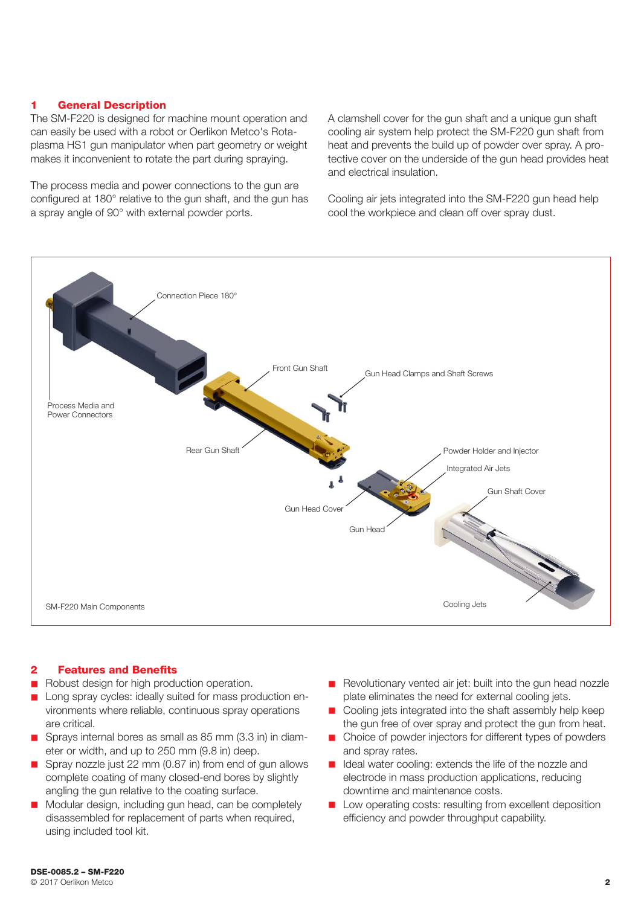## 1 General Description

The SM-F220 is designed for machine mount operation and can easily be used with a robot or Oerlikon Metco's Rotaplasma HS1 gun manipulator when part geometry or weight makes it inconvenient to rotate the part during spraying.

The process media and power connections to the gun are configured at 180° relative to the gun shaft, and the gun has a spray angle of 90° with external powder ports.

A clamshell cover for the gun shaft and a unique gun shaft cooling air system help protect the SM-F220 gun shaft from heat and prevents the build up of powder over spray. A protective cover on the underside of the gun head provides heat and electrical insulation.

Cooling air jets integrated into the SM-F220 gun head help cool the workpiece and clean off over spray dust.

Connection Piece 180°

Front Gun Shaft

Gun Head Clamps and Shaft Screws

Process Media and Power Connectors

Rear Gun Shaft

Powder Holder and Injector

Integrated Air Jets

Gun Shaft Cover

Gun Head Cover

Gun Head

Cooling Jets

SM-F220 Main Components

## 2 Features and Benefits

- Robust design for high production operation.
- Long spray cycles: ideally suited for mass production environments where reliable, continuous spray operations are critical.
- Sprays internal bores as small as 85 mm (3.3 in) in diameter or width, and up to 250 mm (9.8 in) deep.
- Spray nozzle just 22 mm (0.87 in) from end of gun allows complete coating of many closed-end bores by slightly angling the gun relative to the coating surface.
- Modular design, including gun head, can be completely disassembled for replacement of parts when required, using included tool kit.
- Revolutionary vented air jet: built into the gun head nozzle plate eliminates the need for external cooling jets.
- Cooling jets integrated into the shaft assembly help keep the gun free of over spray and protect the gun from heat.
- Choice of powder injectors for different types of powders and spray rates.
- Ideal water cooling: extends the life of the nozzle and electrode in mass production applications, reducing downtime and maintenance costs.
- Low operating costs: resulting from excellent deposition efficiency and powder throughput capability.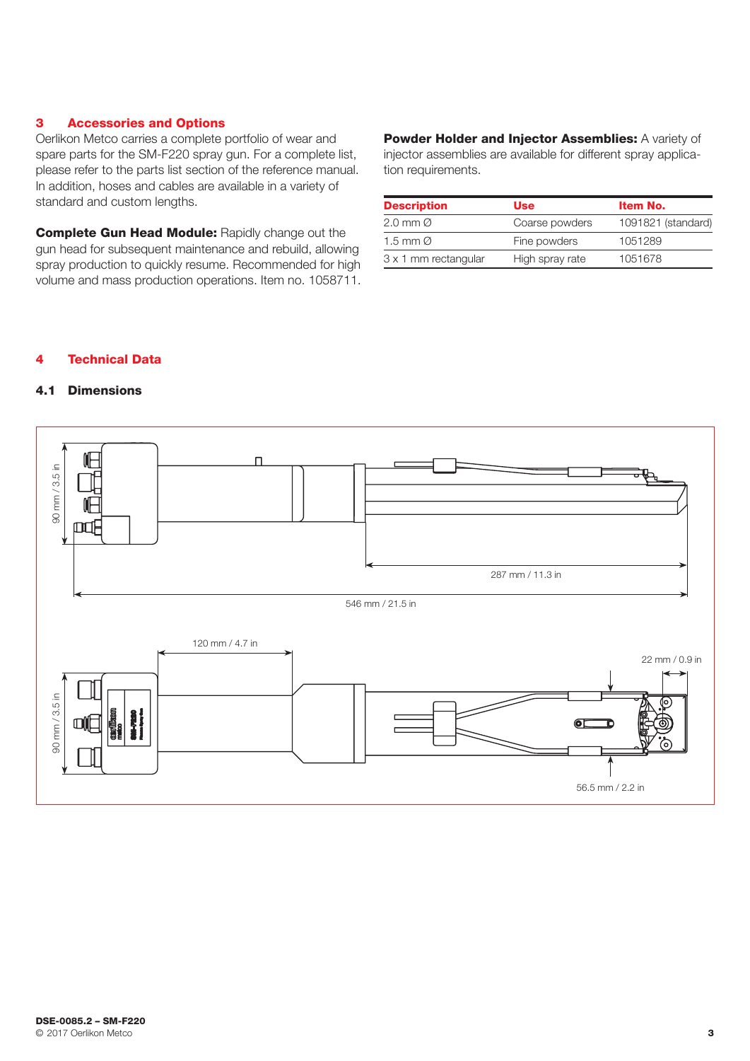## 3 Accessories and Options

Oerlikon Metco carries a complete portfolio of wear and spare parts for the SM-F220 spray gun. For a complete list, please refer to the parts list section of the reference manual. In addition, hoses and cables are available in a variety of standard and custom lengths.

**Complete Gun Head Module:** Rapidly change out the gun head for subsequent maintenance and rebuild, allowing spray production to quickly resume. Recommended for high volume and mass production operations. Item no. 1058711.

**Powder Holder and Injector Assemblies:** A variety of injector assemblies are available for different spray application requirements.

| Description | Use | Item No. |
|---|---|---|
| 2.0 mm Ø | Coarse powders | 1091821 (standard) |
| 1.5 mm Ø | Fine powders | 1051289 |
| 3 x 1 mm rectangular | High spray rate | 1051678 |

## 4 Technical Data

### 4.1 Dimensions

90 mm / 3.5 in

287 mm / 11.3 in

546 mm / 21.5 in

120 mm / 4.7 in

22 mm / 0.9 in

90 mm / 3.5 in

56.5 mm / 2.2 in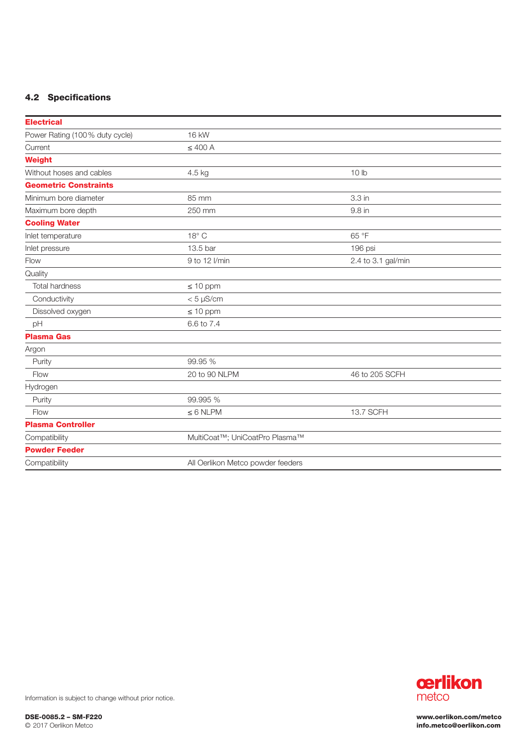## 4.2 Specifications

| | | |
|---|---|---|
| **Electrical** | | |
| Power Rating (100 % duty cycle) | 16 kW | |
| Current | ≤ 400 A | |
| **Weight** | | |
| Without hoses and cables | 4.5 kg | 10 lb |
| **Geometric Constraints** | | |
| Minimum bore diameter | 85 mm | 3.3 in |
| Maximum bore depth | 250 mm | 9.8 in |
| **Cooling Water** | | |
| Inlet temperature | 18° C | 65 °F |
| Inlet pressure | 13.5 bar | 196 psi |
| Flow | 9 to 12 l/min | 2.4 to 3.1 gal/min |
| Quality | | |
| Total hardness | ≤ 10 ppm | |
| Conductivity | < 5 µS/cm | |
| Dissolved oxygen | ≤ 10 ppm | |
| pH | 6.6 to 7.4 | |
| **Plasma Gas** | | |
| Argon | | |
| Purity | 99.95 % | |
| Flow | 20 to 90 NLPM | 46 to 205 SCFH |
| Hydrogen | | |
| Purity | 99.995 % | |
| Flow | ≤ 6 NLPM | 13.7 SCFH |
| **Plasma Controller** | | |
| Compatibility | MultiCoat™; UniCoatPro Plasma™ | |
| **Powder Feeder** | | |
| Compatibility | All Oerlikon Metco powder feeders | |

Information is subject to change without prior notice.

**DSE-0085.2 – SM-F220**
© 2017 Oerlikon Metco

oerlikon metco

**www.oerlikon.com/metco**
**info.metco@oerlikon.com**